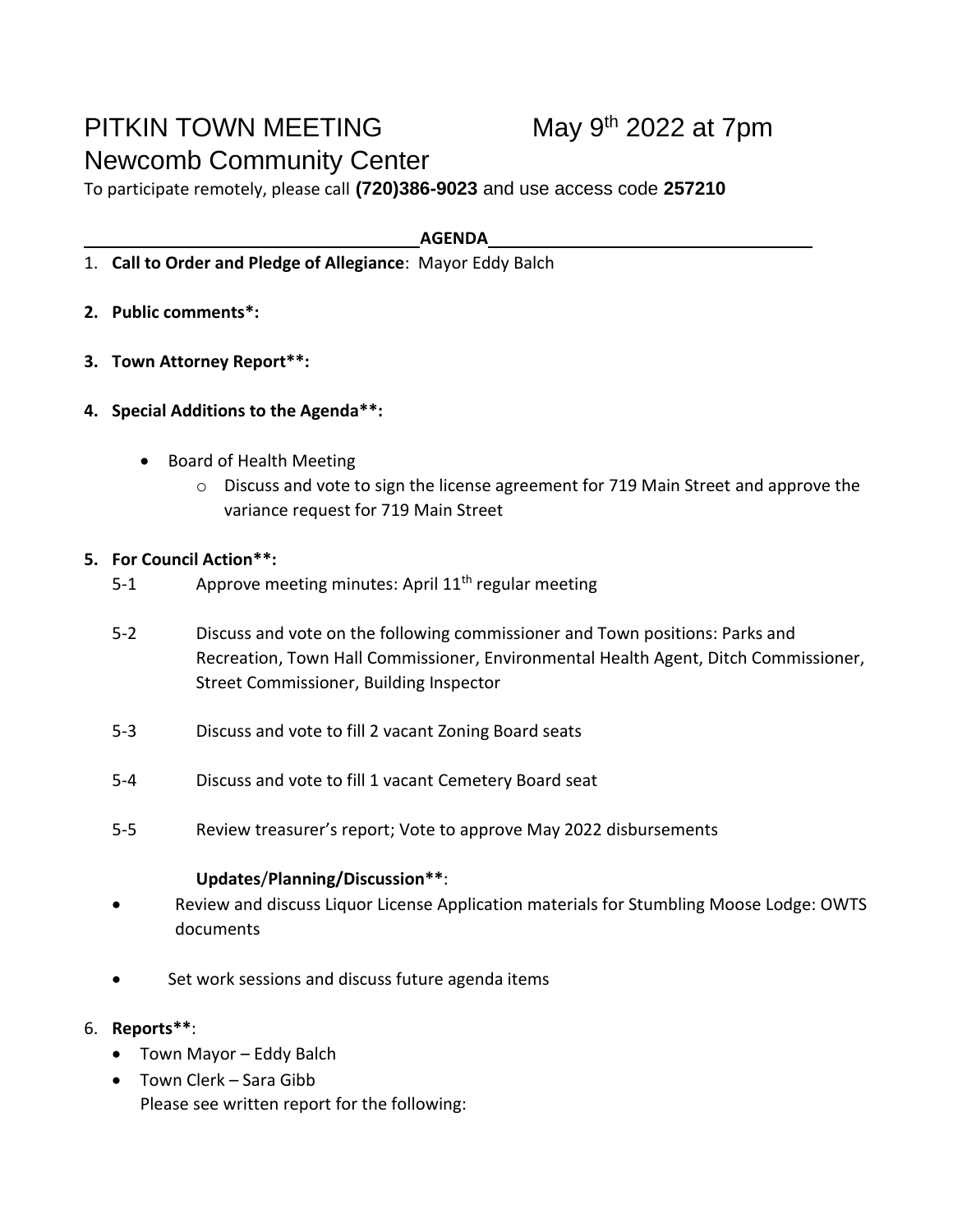# PITKIN TOWN MEETING May 9th 2022 at 7pm

## Newcomb Community Center

To participate remotely, please call **(720)386-9023** and use access code **257210**

**AGENDA**

1. **Call to Order and Pledge of Allegiance**: Mayor Eddy Balch

2. **Public comments*:**

3. **Town Attorney Report**:**

4. **Special Additions to the Agenda**:**

   - Board of Health Meeting
     - Discuss and vote to sign the license agreement for 719 Main Street and approve the variance request for 719 Main Street

5. **For Council Action**:**

   5-1 Approve meeting minutes: April 11th regular meeting

   5-2 Discuss and vote on the following commissioner and Town positions: Parks and Recreation, Town Hall Commissioner, Environmental Health Agent, Ditch Commissioner, Street Commissioner, Building Inspector

   5-3 Discuss and vote to fill 2 vacant Zoning Board seats

   5-4 Discuss and vote to fill 1 vacant Cemetery Board seat

   5-5 Review treasurer's report; Vote to approve May 2022 disbursements

   **Updates/Planning/Discussion****:

   - Review and discuss Liquor License Application materials for Stumbling Moose Lodge: OWTS documents
   - Set work sessions and discuss future agenda items

6. **Reports****:
   - Town Mayor – Eddy Balch
   - Town Clerk – Sara Gibb
     Please see written report for the following: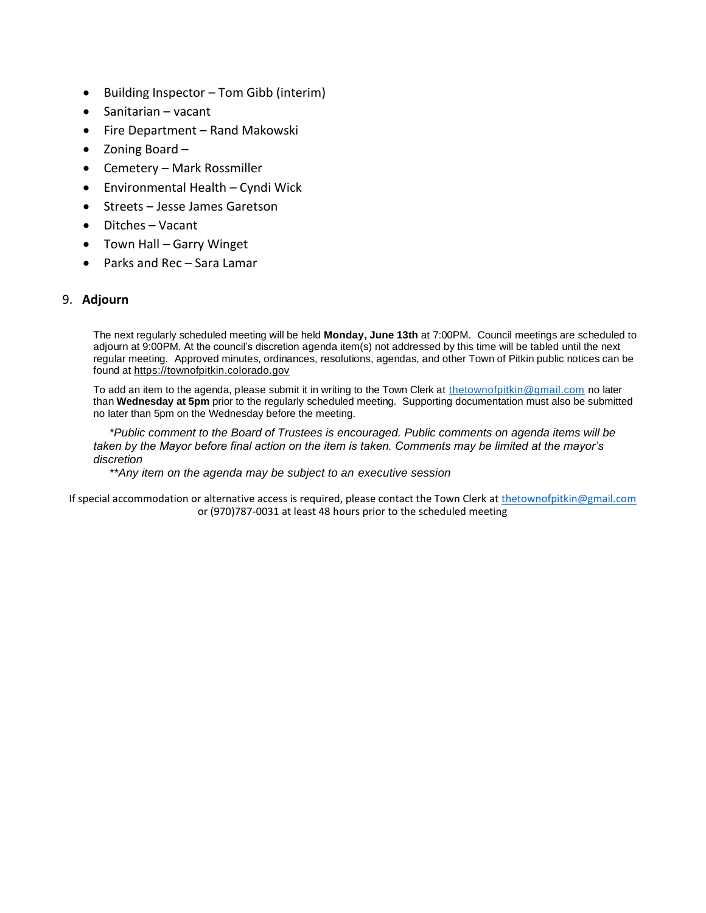- Building Inspector – Tom Gibb (interim)
- Sanitarian – vacant
- Fire Department – Rand Makowski
- Zoning Board –
- Cemetery – Mark Rossmiller
- Environmental Health – Cyndi Wick
- Streets – Jesse James Garetson
- Ditches – Vacant
- Town Hall – Garry Winget
- Parks and Rec – Sara Lamar

9. **Adjourn**

The next regularly scheduled meeting will be held **Monday, June 13th** at 7:00PM. Council meetings are scheduled to adjourn at 9:00PM. At the council's discretion agenda item(s) not addressed by this time will be tabled until the next regular meeting. Approved minutes, ordinances, resolutions, agendas, and other Town of Pitkin public notices can be found at https://townofpitkin.colorado.gov

To add an item to the agenda, please submit it in writing to the Town Clerk at thetownofpitkin@gmail.com no later than **Wednesday at 5pm** prior to the regularly scheduled meeting. Supporting documentation must also be submitted no later than 5pm on the Wednesday before the meeting.

*\*Public comment to the Board of Trustees is encouraged. Public comments on agenda items will be taken by the Mayor before final action on the item is taken. Comments may be limited at the mayor's discretion*

*\*\*Any item on the agenda may be subject to an executive session*

If special accommodation or alternative access is required, please contact the Town Clerk at thetownofpitkin@gmail.com or (970)787-0031 at least 48 hours prior to the scheduled meeting